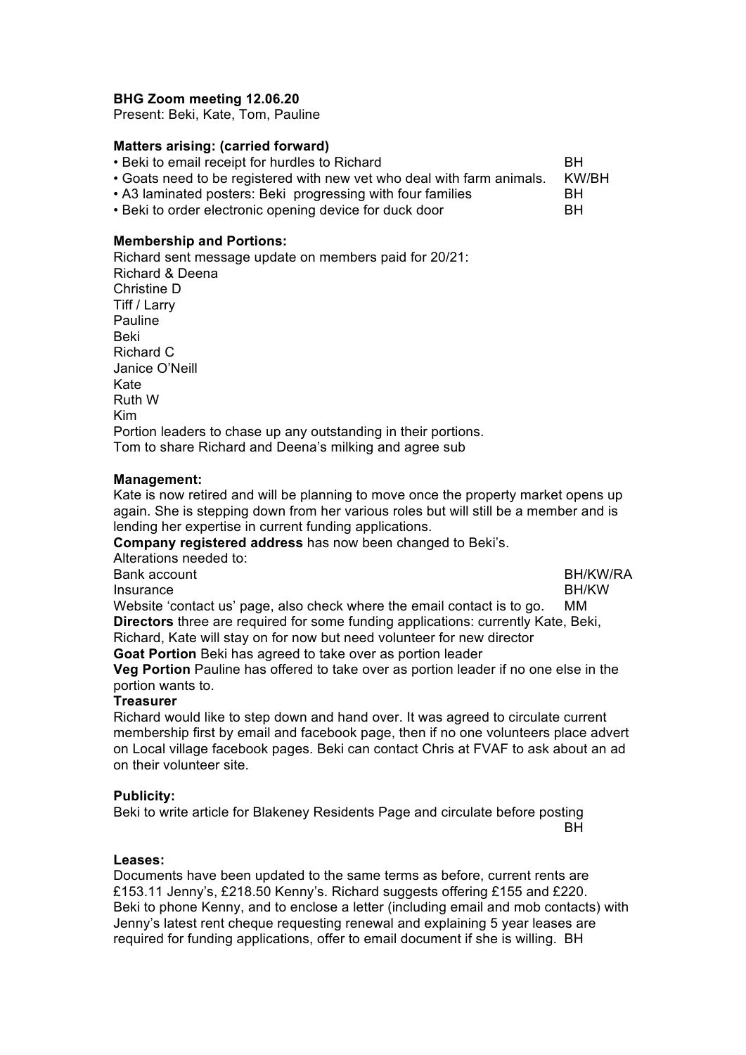**BHG Zoom meeting 12.06.20**
Present: Beki, Kate, Tom, Pauline

**Matters arising: (carried forward)**

- Beki to email receipt for hurdles to Richard — BH
- Goats need to be registered with new vet who deal with farm animals. — KW/BH
- A3 laminated posters: Beki progressing with four families — BH
- Beki to order electronic opening device for duck door — BH

**Membership and Portions:**

Richard sent message update on members paid for 20/21:
Richard & Deena
Christine D
Tiff / Larry
Pauline
Beki
Richard C
Janice O'Neill
Kate
Ruth W
Kim
Portion leaders to chase up any outstanding in their portions.
Tom to share Richard and Deena's milking and agree sub

**Management:**

Kate is now retired and will be planning to move once the property market opens up again. She is stepping down from her various roles but will still be a member and is lending her expertise in current funding applications.

**Company registered address** has now been changed to Beki's.
Alterations needed to:
Bank account — BH/KW/RA
Insurance — BH/KW
Website 'contact us' page, also check where the email contact is to go. — MM

**Directors** three are required for some funding applications: currently Kate, Beki, Richard, Kate will stay on for now but need volunteer for new director

**Goat Portion** Beki has agreed to take over as portion leader

**Veg Portion** Pauline has offered to take over as portion leader if no one else in the portion wants to.

**Treasurer**
Richard would like to step down and hand over. It was agreed to circulate current membership first by email and facebook page, then if no one volunteers place advert on Local village facebook pages. Beki can contact Chris at FVAF to ask about an ad on their volunteer site.

**Publicity:**

Beki to write article for Blakeney Residents Page and circulate before posting — BH

**Leases:**

Documents have been updated to the same terms as before, current rents are £153.11 Jenny's, £218.50 Kenny's. Richard suggests offering £155 and £220. Beki to phone Kenny, and to enclose a letter (including email and mob contacts) with Jenny's latest rent cheque requesting renewal and explaining 5 year leases are required for funding applications, offer to email document if she is willing. BH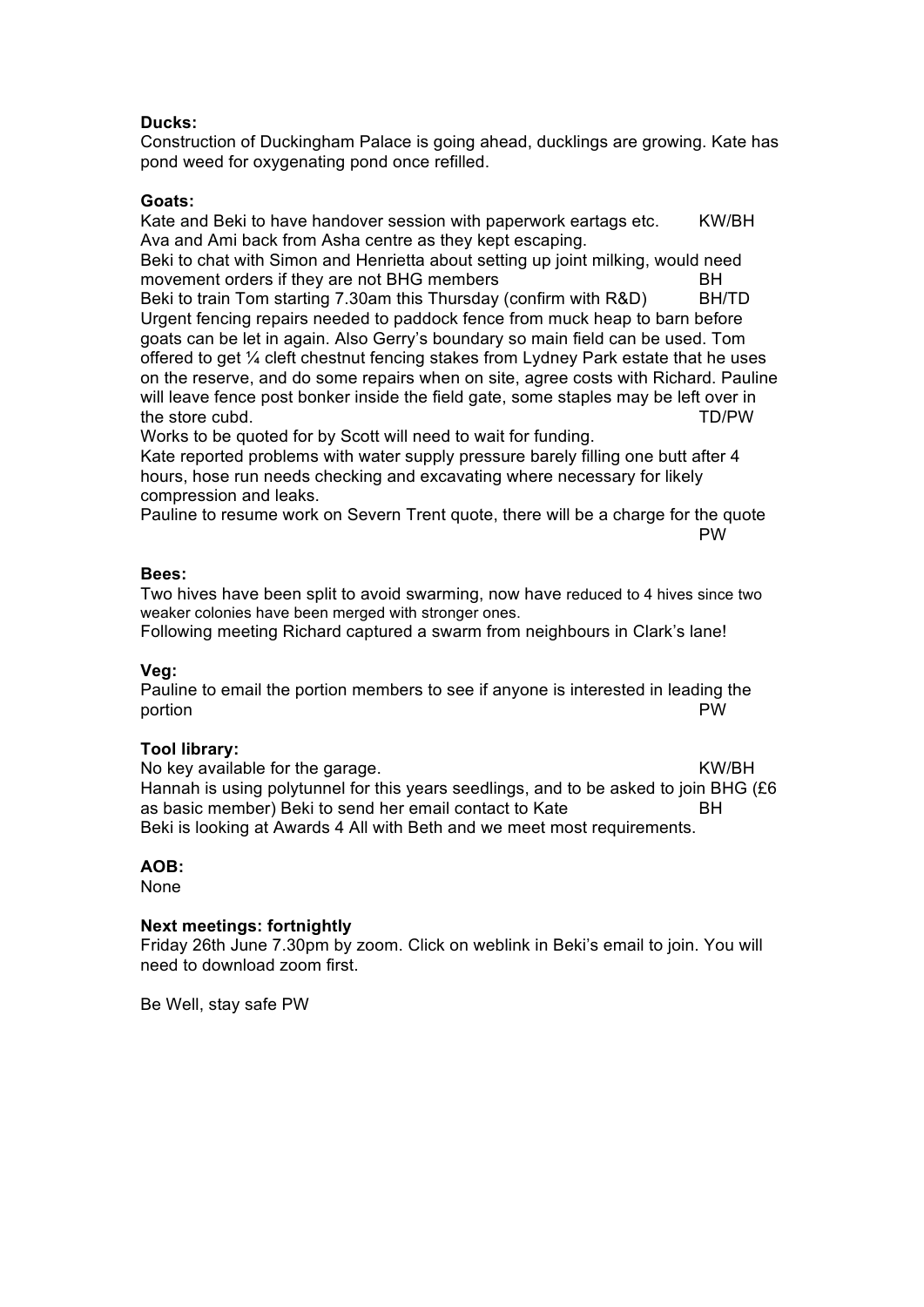**Ducks:**
Construction of Duckingham Palace is going ahead, ducklings are growing. Kate has pond weed for oxygenating pond once refilled.

**Goats:**
Kate and Beki to have handover session with paperwork eartags etc. KW/BH
Ava and Ami back from Asha centre as they kept escaping.
Beki to chat with Simon and Henrietta about setting up joint milking, would need movement orders if they are not BHG members BH
Beki to train Tom starting 7.30am this Thursday (confirm with R&D) BH/TD
Urgent fencing repairs needed to paddock fence from muck heap to barn before goats can be let in again. Also Gerry's boundary so main field can be used. Tom offered to get ¼ cleft chestnut fencing stakes from Lydney Park estate that he uses on the reserve, and do some repairs when on site, agree costs with Richard. Pauline will leave fence post bonker inside the field gate, some staples may be left over in the store cubd. TD/PW
Works to be quoted for by Scott will need to wait for funding.
Kate reported problems with water supply pressure barely filling one butt after 4 hours, hose run needs checking and excavating where necessary for likely compression and leaks.
Pauline to resume work on Severn Trent quote, there will be a charge for the quote PW

**Bees:**
Two hives have been split to avoid swarming, now have reduced to 4 hives since two weaker colonies have been merged with stronger ones.
Following meeting Richard captured a swarm from neighbours in Clark's lane!

**Veg:**
Pauline to email the portion members to see if anyone is interested in leading the portion PW

**Tool library:**
No key available for the garage. KW/BH
Hannah is using polytunnel for this years seedlings, and to be asked to join BHG (£6 as basic member) Beki to send her email contact to Kate BH
Beki is looking at Awards 4 All with Beth and we meet most requirements.

**AOB:**
None

**Next meetings: fortnightly**
Friday 26th June 7.30pm by zoom. Click on weblink in Beki's email to join. You will need to download zoom first.

Be Well, stay safe PW